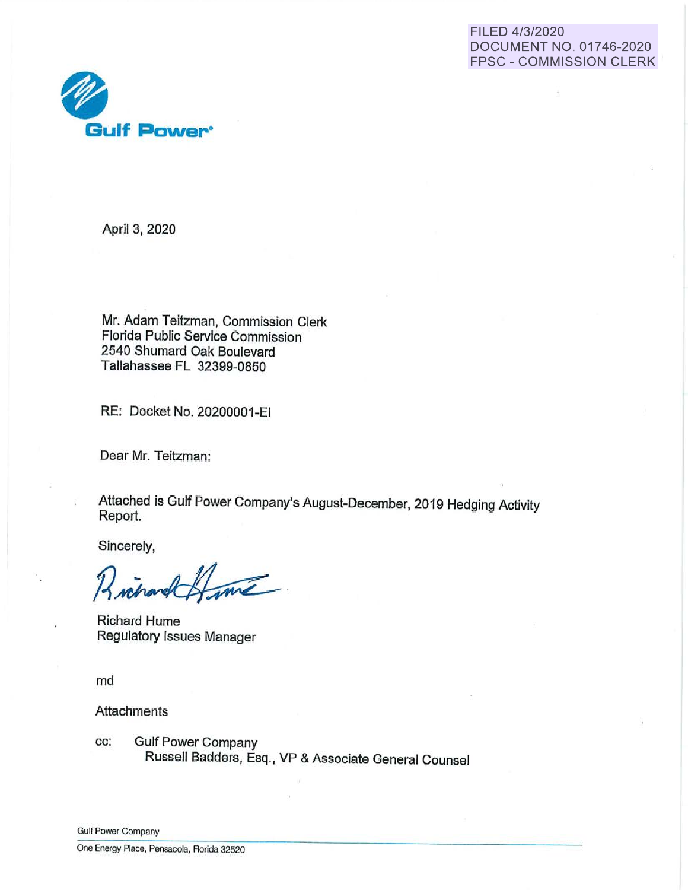FILED 4/3/2020
DOCUMENT NO. 01746-2020
FPSC - COMMISSION CLERK

**Gulf Power**

April 3, 2020

Mr. Adam Teitzman, Commission Clerk
Florida Public Service Commission
2540 Shumard Oak Boulevard
Tallahassee FL 32399-0850

RE: Docket No. 20200001-EI

Dear Mr. Teitzman:

Attached is Gulf Power Company's August-December, 2019 Hedging Activity Report.

Sincerely,

Richard Hume
Regulatory Issues Manager

md

Attachments

cc: Gulf Power Company
Russell Badders, Esq., VP & Associate General Counsel

Gulf Power Company
One Energy Place, Pensacola, Florida 32520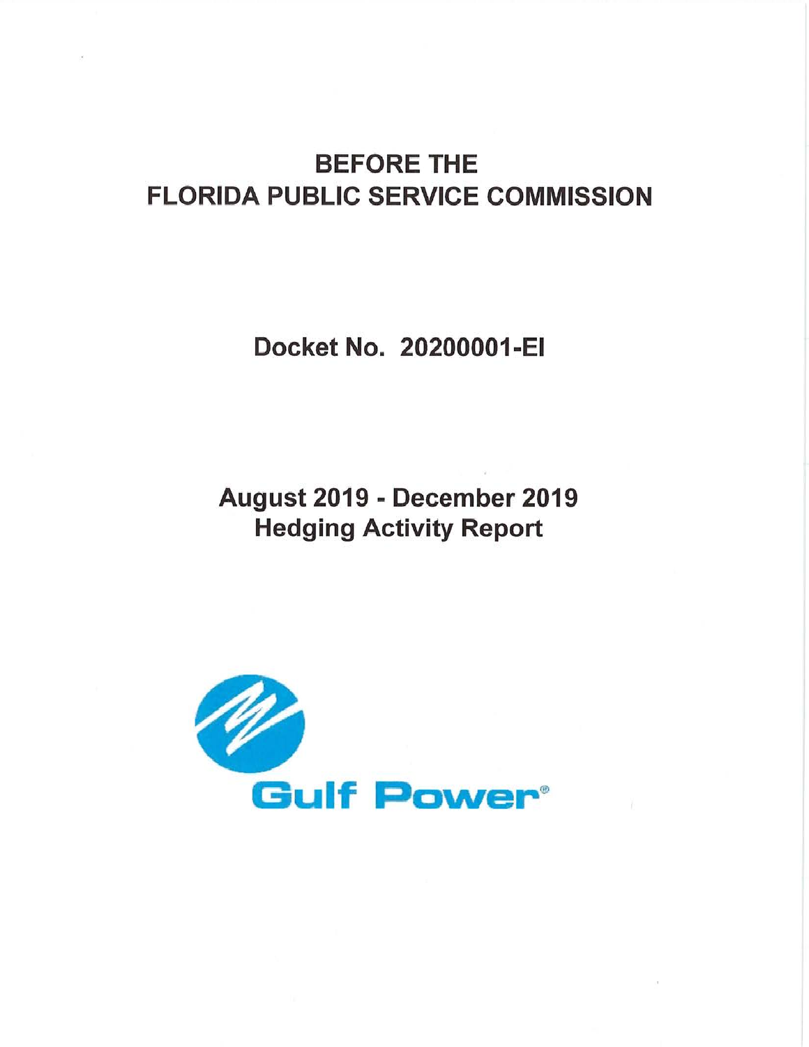# BEFORE THE
# FLORIDA PUBLIC SERVICE COMMISSION

## Docket No. 20200001-EI

## August 2019 - December 2019
## Hedging Activity Report

Gulf Power®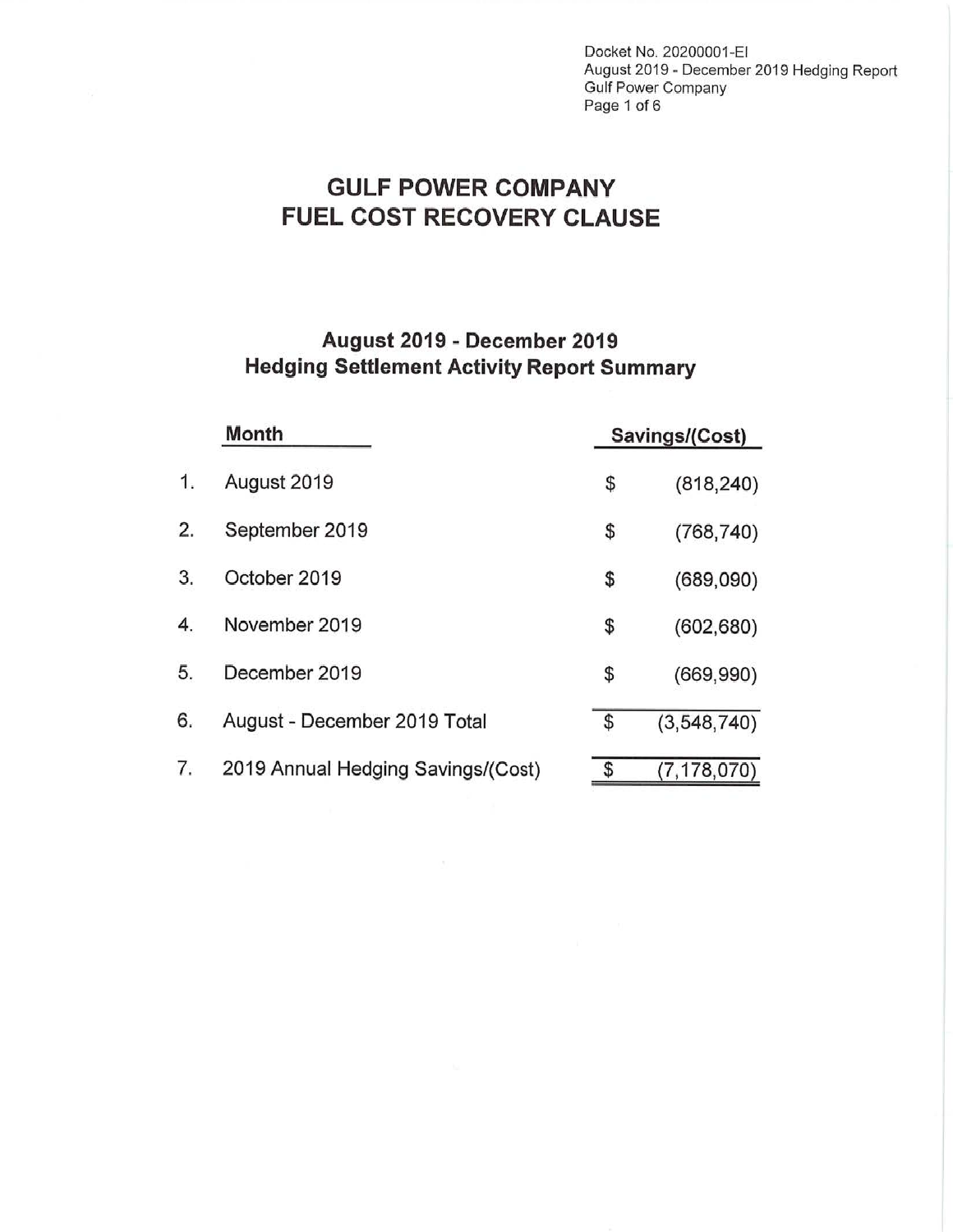# GULF POWER COMPANY
# FUEL COST RECOVERY CLAUSE

## August 2019 - December 2019
## Hedging Settlement Activity Report Summary

| | Month | Savings/(Cost) |
|---|---|---|
| 1. | August 2019 | $ (818,240) |
| 2. | September 2019 | $ (768,740) |
| 3. | October 2019 | $ (689,090) |
| 4. | November 2019 | $ (602,680) |
| 5. | December 2019 | $ (669,990) |
| 6. | August - December 2019 Total | $ (3,548,740) |
| 7. | 2019 Annual Hedging Savings/(Cost) | $ (7,178,070) |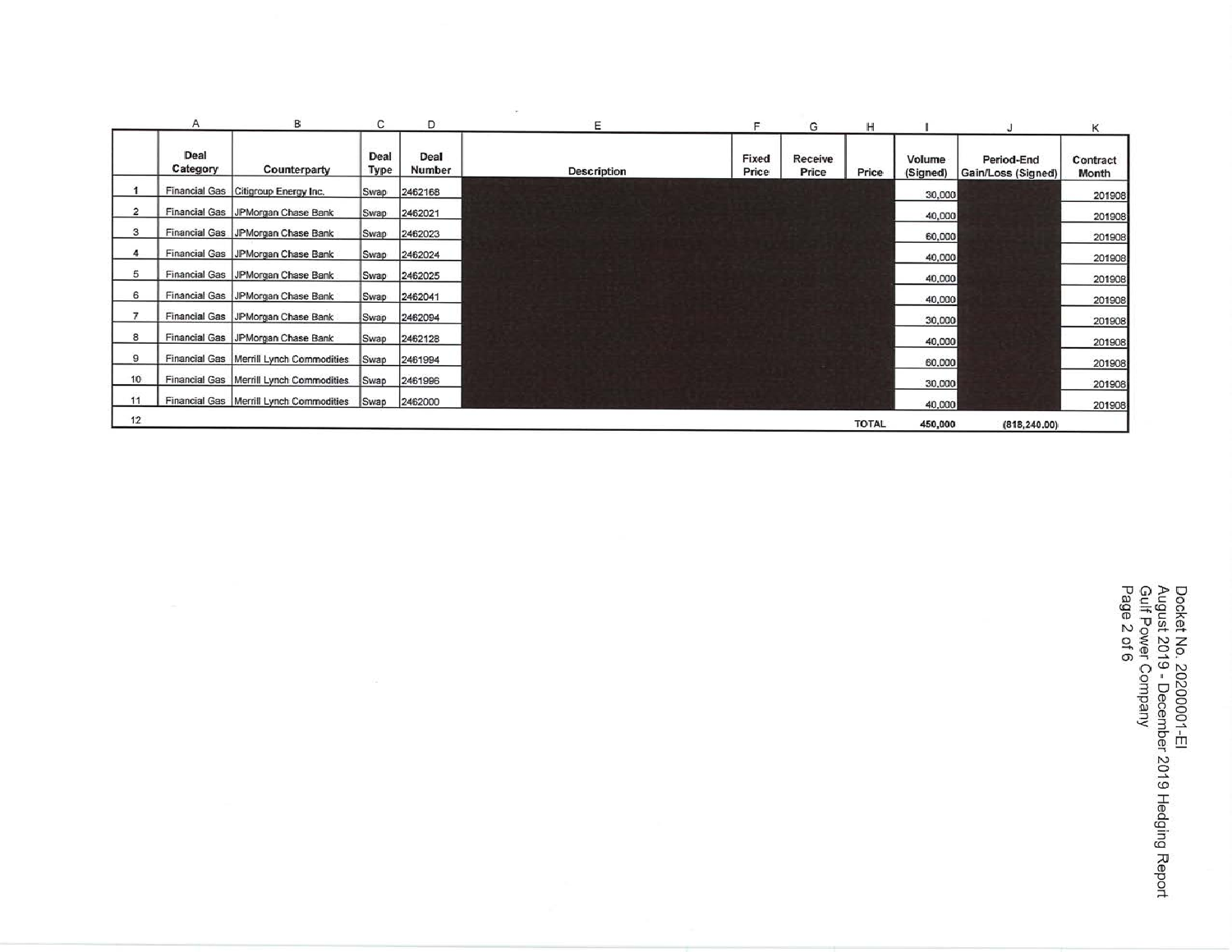| | A | B | C | D | E | F | G | H | I | J | K |
|---|---|---|---|---|---|---|---|---|---|---|---|
| | Deal Category | Counterparty | Deal Type | Deal Number | Description | Fixed Price | Receive Price | Price | Volume (Signed) | Period-End Gain/Loss (Signed) | Contract Month |
| 1 | Financial Gas | Citigroup Energy Inc. | Swap | 2462168 | | | | | 30,000 | | 201908 |
| 2 | Financial Gas | JPMorgan Chase Bank | Swap | 2462021 | | | | | 40,000 | | 201908 |
| 3 | Financial Gas | JPMorgan Chase Bank | Swap | 2462023 | | | | | 60,000 | | 201908 |
| 4 | Financial Gas | JPMorgan Chase Bank | Swap | 2462024 | | | | | 40,000 | | 201908 |
| 5 | Financial Gas | JPMorgan Chase Bank | Swap | 2462025 | | | | | 40,000 | | 201908 |
| 6 | Financial Gas | JPMorgan Chase Bank | Swap | 2462041 | | | | | 40,000 | | 201908 |
| 7 | Financial Gas | JPMorgan Chase Bank | Swap | 2462094 | | | | | 30,000 | | 201908 |
| 8 | Financial Gas | JPMorgan Chase Bank | Swap | 2462128 | | | | | 40,000 | | 201908 |
| 9 | Financial Gas | Merrill Lynch Commodities | Swap | 2461994 | | | | | 60,000 | | 201908 |
| 10 | Financial Gas | Merrill Lynch Commodities | Swap | 2461996 | | | | | 30,000 | | 201908 |
| 11 | Financial Gas | Merrill Lynch Commodities | Swap | 2462000 | | | | | 40,000 | | 201908 |
| 12 | | | | | | | | TOTAL | 450,000 | (818,240.00) | |

Docket No. 20200001-EI
August 2019 - December 2019 Hedging Report
Gulf Power Company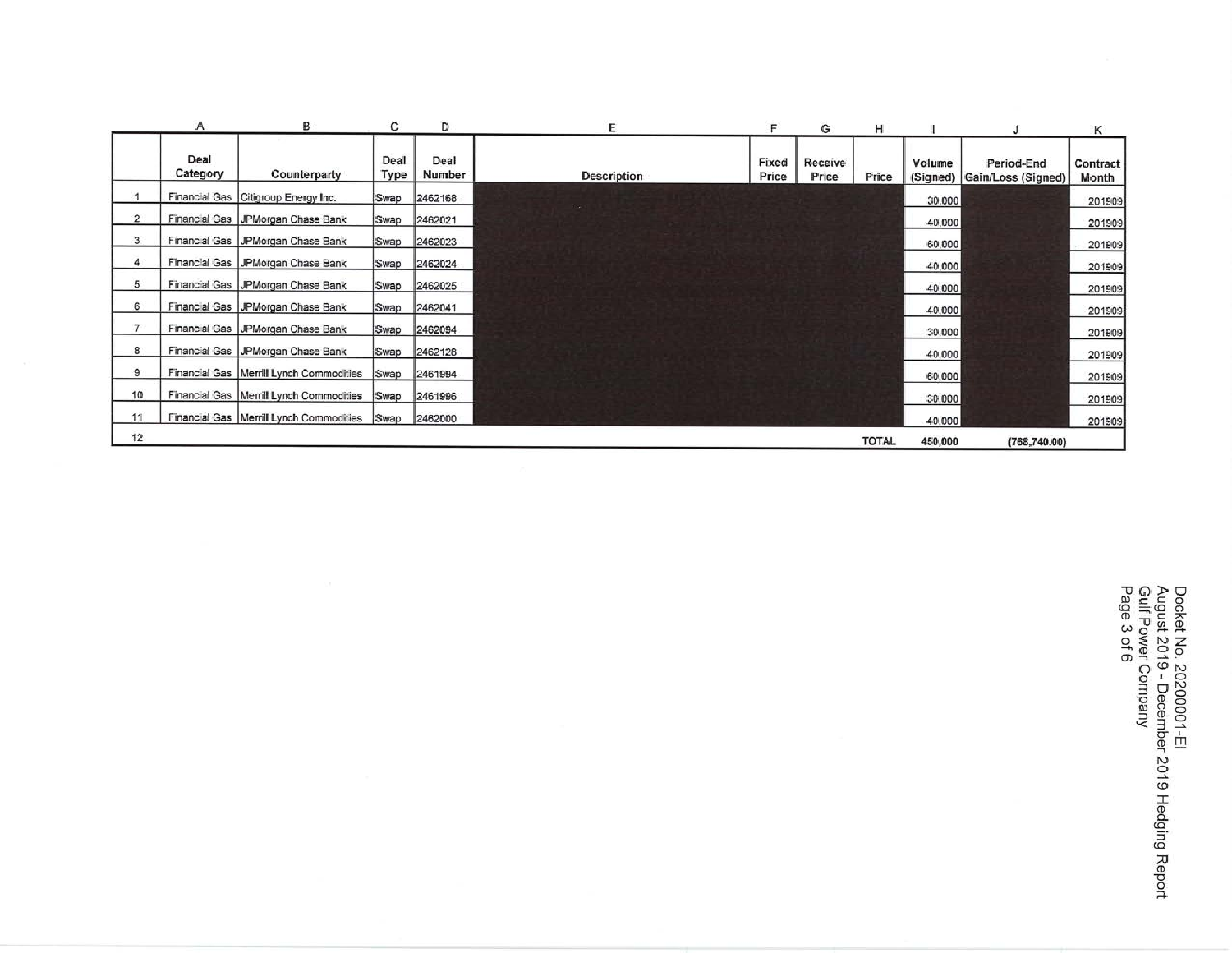| | A | B | C | D | E | F | G | H | I | J | K |
|---|---|---|---|---|---|---|---|---|---|---|---|
| | Deal Category | Counterparty | Deal Type | Deal Number | Description | Fixed Price | Receive Price | Price | Volume (Signed) | Period-End Gain/Loss (Signed) | Contract Month |
| 1 | Financial Gas | Citigroup Energy Inc. | Swap | 2462168 | | | | | 30,000 | | 201909 |
| 2 | Financial Gas | JPMorgan Chase Bank | Swap | 2462021 | | | | | 40,000 | | 201909 |
| 3 | Financial Gas | JPMorgan Chase Bank | Swap | 2462023 | | | | | 60,000 | | 201909 |
| 4 | Financial Gas | JPMorgan Chase Bank | Swap | 2462024 | | | | | 40,000 | | 201909 |
| 5 | Financial Gas | JPMorgan Chase Bank | Swap | 2462025 | | | | | 40,000 | | 201909 |
| 6 | Financial Gas | JPMorgan Chase Bank | Swap | 2462041 | | | | | 40,000 | | 201909 |
| 7 | Financial Gas | JPMorgan Chase Bank | Swap | 2462094 | | | | | 30,000 | | 201909 |
| 8 | Financial Gas | JPMorgan Chase Bank | Swap | 2462126 | | | | | 40,000 | | 201909 |
| 9 | Financial Gas | Merrill Lynch Commodities | Swap | 2461994 | | | | | 60,000 | | 201909 |
| 10 | Financial Gas | Merrill Lynch Commodities | Swap | 2461996 | | | | | 30,000 | | 201909 |
| 11 | Financial Gas | Merrill Lynch Commodities | Swap | 2462000 | | | | | 40,000 | | 201909 |
| 12 | | | | | | | | TOTAL | 450,000 | (768,740.00) | |

Docket No. 20200001-EI
August 2019 - December 2019 Hedging Report
Gulf Power Company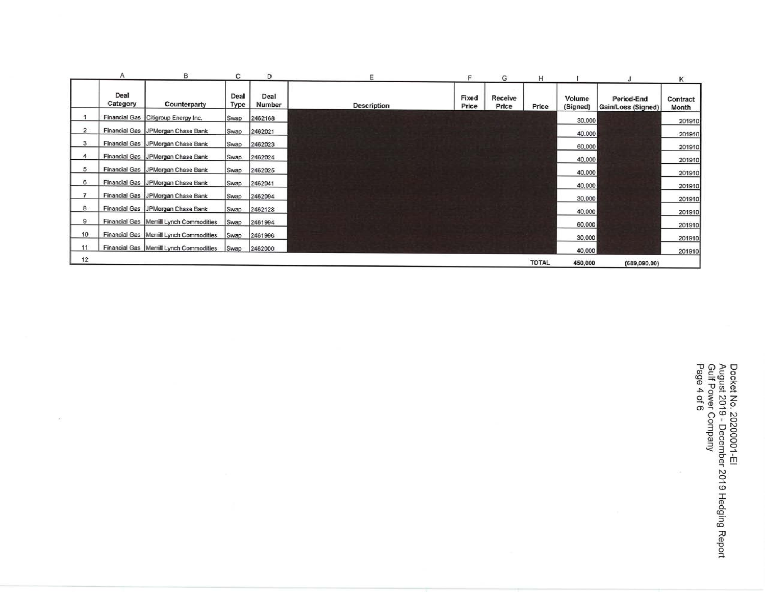| | A | B | C | D | E | F | G | H | I | J | K |
|---|---|---|---|---|---|---|---|---|---|---|---|
| | Deal Category | Counterparty | Deal Type | Deal Number | Description | Fixed Price | Receive Price | Price | Volume (Signed) | Period-End Gain/Loss (Signed) | Contract Month |
| 1 | Financial Gas | Citigroup Energy Inc. | Swap | 2462168 | | | | | 30,000 | | 201910 |
| 2 | Financial Gas | JPMorgan Chase Bank | Swap | 2462021 | | | | | 40,000 | | 201910 |
| 3 | Financial Gas | JPMorgan Chase Bank | Swap | 2462023 | | | | | 60,000 | | 201910 |
| 4 | Financial Gas | JPMorgan Chase Bank | Swap | 2462024 | | | | | 40,000 | | 201910 |
| 5 | Financial Gas | JPMorgan Chase Bank | Swap | 2462025 | | | | | 40,000 | | 201910 |
| 6 | Financial Gas | JPMorgan Chase Bank | Swap | 2462041 | | | | | 40,000 | | 201910 |
| 7 | Financial Gas | JPMorgan Chase Bank | Swap | 2462094 | | | | | 30,000 | | 201910 |
| 8 | Financial Gas | JPMorgan Chase Bank | Swap | 2462128 | | | | | 40,000 | | 201910 |
| 9 | Financial Gas | Merrill Lynch Commodities | Swap | 2461994 | | | | | 60,000 | | 201910 |
| 10 | Financial Gas | Merrill Lynch Commodities | Swap | 2461996 | | | | | 30,000 | | 201910 |
| 11 | Financial Gas | Merrill Lynch Commodities | Swap | 2462000 | | | | | 40,000 | | 201910 |
| 12 | | | | | | | | TOTAL | 450,000 | (689,090.00) | |

Docket No. 20200001-EI
August 2019 - December 2019 Hedging Report
Gulf Power Company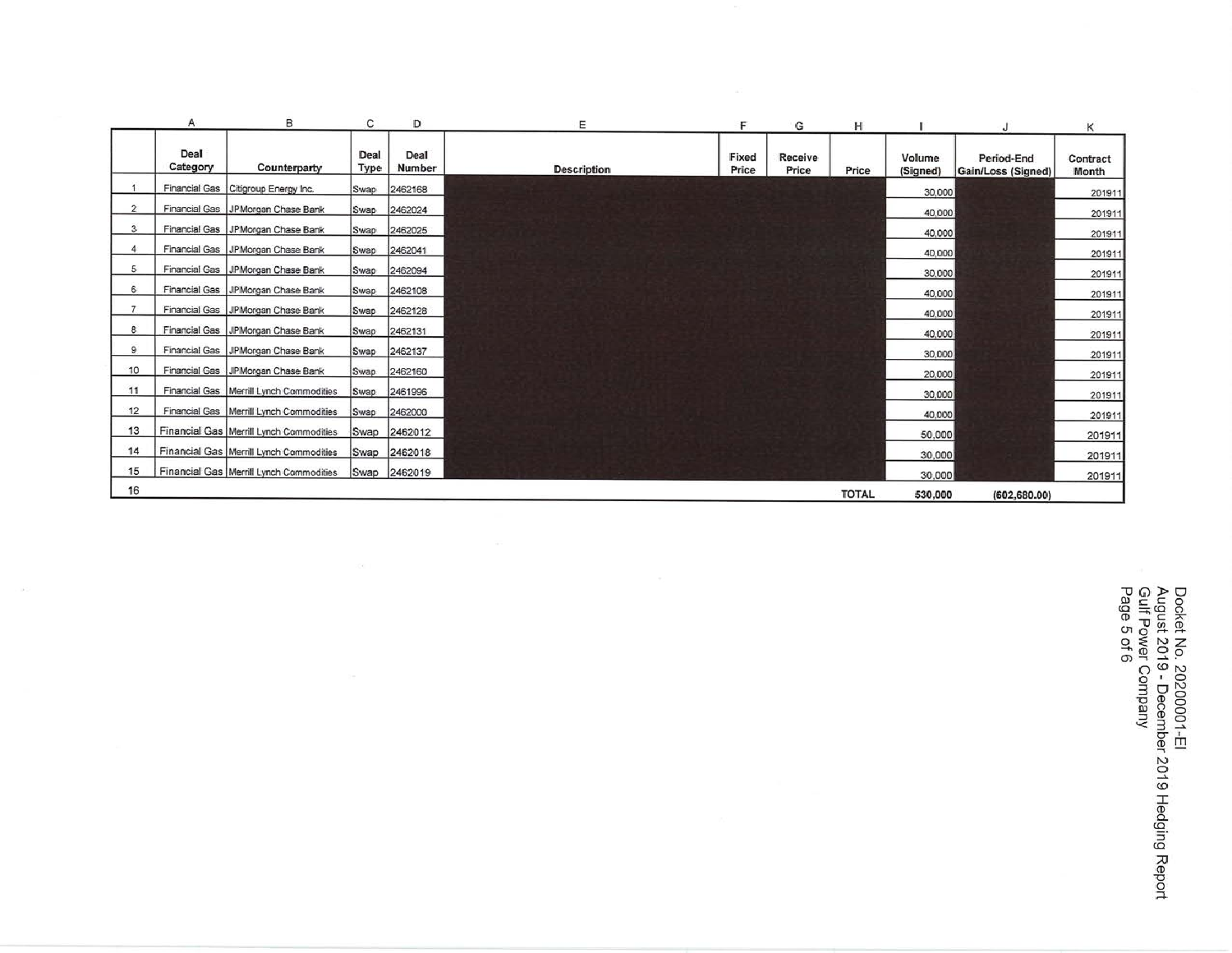| | A | B | C | D | E | F | G | H | I | J | K |
|---|---|---|---|---|---|---|---|---|---|---|---|
| | Deal Category | Counterparty | Deal Type | Deal Number | Description | Fixed Price | Receive Price | Price | Volume (Signed) | Period-End Gain/Loss (Signed) | Contract Month |
| 1 | Financial Gas | Citigroup Energy Inc. | Swap | 2462168 | | | | | 30,000 | | 201911 |
| 2 | Financial Gas | JPMorgan Chase Bank | Swap | 2462024 | | | | | 40,000 | | 201911 |
| 3 | Financial Gas | JPMorgan Chase Bank | Swap | 2462025 | | | | | 40,000 | | 201911 |
| 4 | Financial Gas | JPMorgan Chase Bank | Swap | 2462041 | | | | | 40,000 | | 201911 |
| 5 | Financial Gas | JPMorgan Chase Bank | Swap | 2462094 | | | | | 30,000 | | 201911 |
| 6 | Financial Gas | JPMorgan Chase Bank | Swap | 2462108 | | | | | 40,000 | | 201911 |
| 7 | Financial Gas | JPMorgan Chase Bank | Swap | 2462128 | | | | | 40,000 | | 201911 |
| 8 | Financial Gas | JPMorgan Chase Bank | Swap | 2462131 | | | | | 40,000 | | 201911 |
| 9 | Financial Gas | JPMorgan Chase Bank | Swap | 2462137 | | | | | 30,000 | | 201911 |
| 10 | Financial Gas | JPMorgan Chase Bank | Swap | 2462160 | | | | | 20,000 | | 201911 |
| 11 | Financial Gas | Merrill Lynch Commodities | Swap | 2461996 | | | | | 30,000 | | 201911 |
| 12 | Financial Gas | Merrill Lynch Commodities | Swap | 2462000 | | | | | 40,000 | | 201911 |
| 13 | Financial Gas | Merrill Lynch Commodities | Swap | 2462012 | | | | | 50,000 | | 201911 |
| 14 | Financial Gas | Merrill Lynch Commodities | Swap | 2462018 | | | | | 30,000 | | 201911 |
| 15 | Financial Gas | Merrill Lynch Commodities | Swap | 2462019 | | | | | 30,000 | | 201911 |
| 16 | | | | | | | | TOTAL | 530,000 | (602,680.00) | |

Docket No. 20200001-EI
August 2019 - December 2019 Hedging Report
Gulf Power Company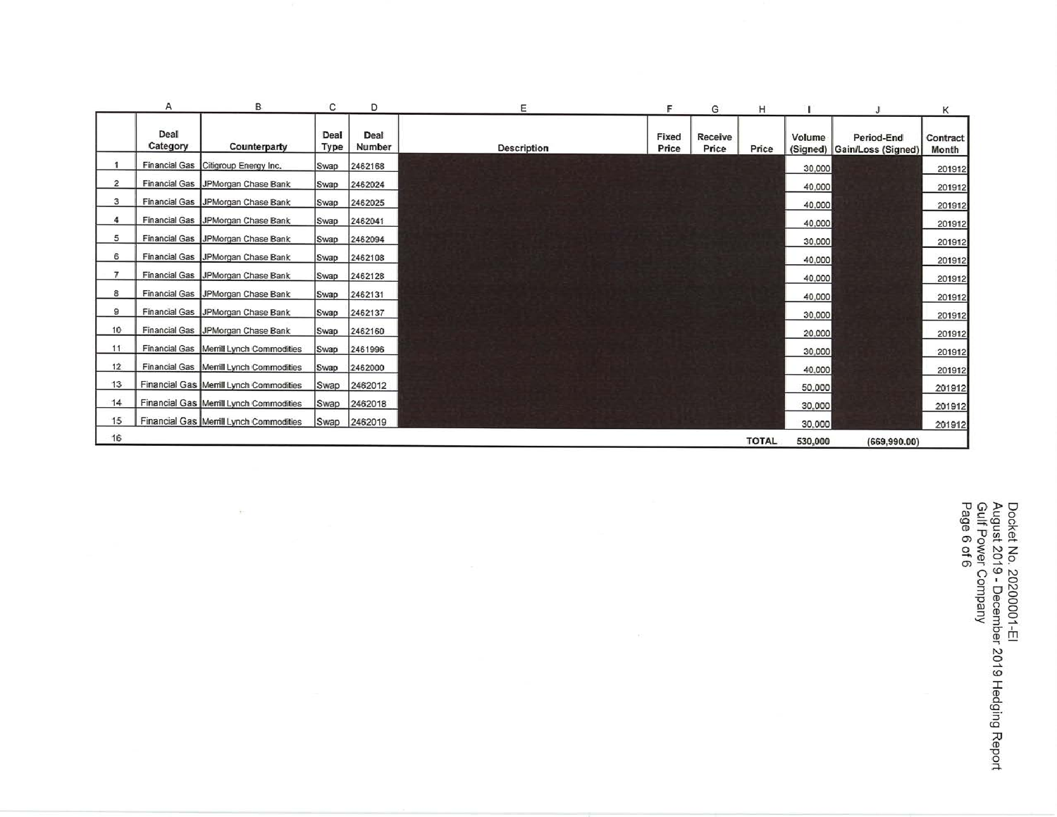| | A | B | C | D | E | F | G | H | I | J | K |
|---|---|---|---|---|---|---|---|---|---|---|---|
| | Deal Category | Counterparty | Deal Type | Deal Number | Description | Fixed Price | Receive Price | Price | Volume (Signed) | Period-End Gain/Loss (Signed) | Contract Month |
| 1 | Financial Gas | Citigroup Energy Inc. | Swap | 2462168 | | | | | 30,000 | | 201912 |
| 2 | Financial Gas | JPMorgan Chase Bank | Swap | 2462024 | | | | | 40,000 | | 201912 |
| 3 | Financial Gas | JPMorgan Chase Bank | Swap | 2462025 | | | | | 40,000 | | 201912 |
| 4 | Financial Gas | JPMorgan Chase Bank | Swap | 2462041 | | | | | 40,000 | | 201912 |
| 5 | Financial Gas | JPMorgan Chase Bank | Swap | 2462094 | | | | | 30,000 | | 201912 |
| 6 | Financial Gas | JPMorgan Chase Bank | Swap | 2462108 | | | | | 40,000 | | 201912 |
| 7 | Financial Gas | JPMorgan Chase Bank | Swap | 2462128 | | | | | 40,000 | | 201912 |
| 8 | Financial Gas | JPMorgan Chase Bank | Swap | 2462131 | | | | | 40,000 | | 201912 |
| 9 | Financial Gas | JPMorgan Chase Bank | Swap | 2462137 | | | | | 30,000 | | 201912 |
| 10 | Financial Gas | JPMorgan Chase Bank | Swap | 2462160 | | | | | 20,000 | | 201912 |
| 11 | Financial Gas | Merrill Lynch Commodities | Swap | 2461996 | | | | | 30,000 | | 201912 |
| 12 | Financial Gas | Merrill Lynch Commodities | Swap | 2462000 | | | | | 40,000 | | 201912 |
| 13 | Financial Gas | Merrill Lynch Commodities | Swap | 2462012 | | | | | 50,000 | | 201912 |
| 14 | Financial Gas | Merrill Lynch Commodities | Swap | 2462018 | | | | | 30,000 | | 201912 |
| 15 | Financial Gas | Merrill Lynch Commodities | Swap | 2462019 | | | | | 30,000 | | 201912 |
| 16 | | | | | | | | TOTAL | 530,000 | (669,990.00) | |

Docket No. 20200001-EI
August 2019 - December 2019 Hedging Report
Gulf Power Company
Page 6 of 6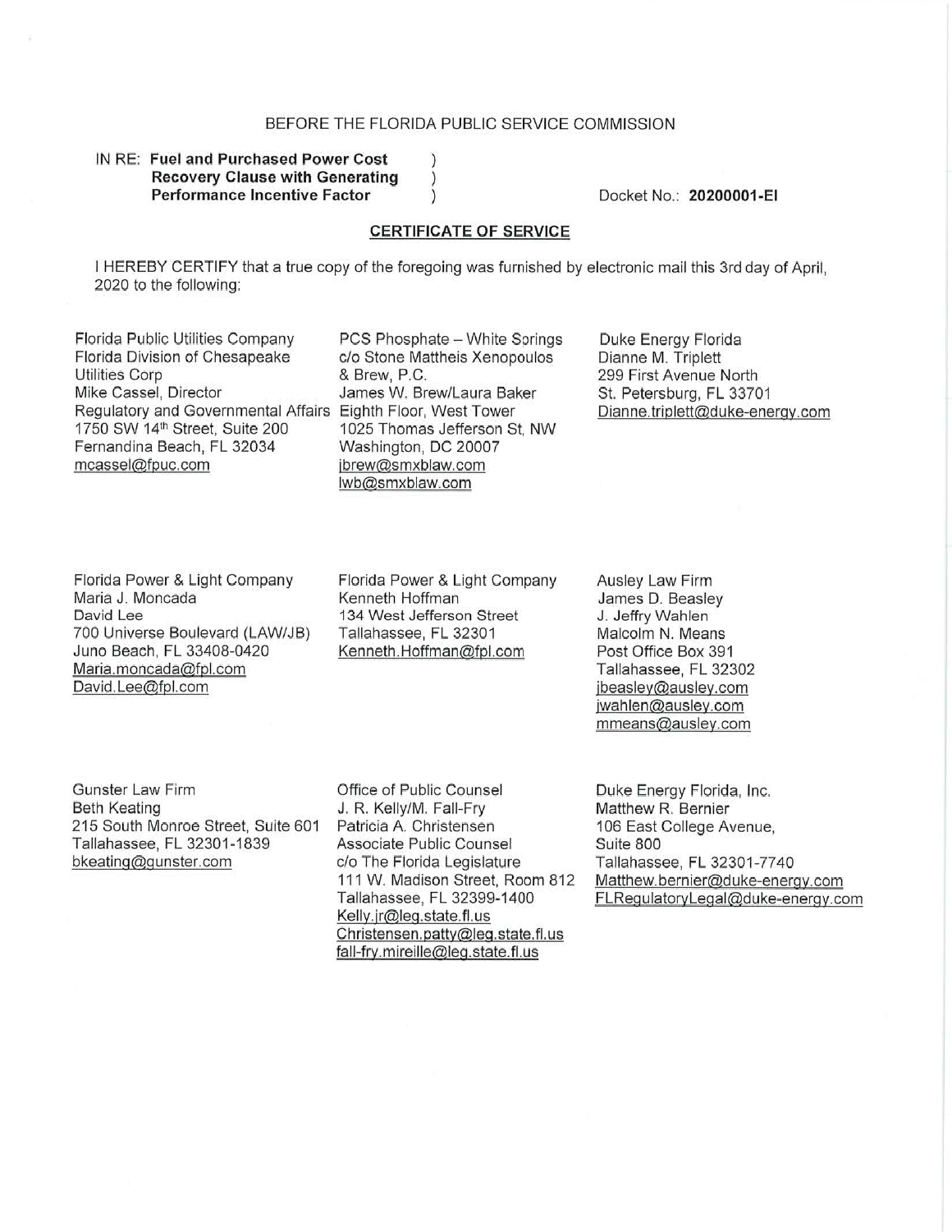BEFORE THE FLORIDA PUBLIC SERVICE COMMISSION

IN RE: **Fuel and Purchased Power Cost Recovery Clause with Generating Performance Incentive Factor**

Docket No.: **20200001-EI**

## CERTIFICATE OF SERVICE

I HEREBY CERTIFY that a true copy of the foregoing was furnished by electronic mail this 3rd day of April, 2020 to the following:

Florida Public Utilities Company
Florida Division of Chesapeake Utilities Corp
Mike Cassel, Director
Regulatory and Governmental Affairs
1750 SW 14th Street, Suite 200
Fernandina Beach, FL 32034
mcassel@fpuc.com

PCS Phosphate – White Springs
c/o Stone Mattheis Xenopoulos & Brew, P.C.
James W. Brew/Laura Baker
Eighth Floor, West Tower
1025 Thomas Jefferson St, NW
Washington, DC 20007
jbrew@smxblaw.com
lwb@smxblaw.com

Duke Energy Florida
Dianne M. Triplett
299 First Avenue North
St. Petersburg, FL 33701
Dianne.triplett@duke-energy.com

Florida Power & Light Company
Maria J. Moncada
David Lee
700 Universe Boulevard (LAW/JB)
Juno Beach, FL 33408-0420
Maria.moncada@fpl.com
David.Lee@fpl.com

Florida Power & Light Company
Kenneth Hoffman
134 West Jefferson Street
Tallahassee, FL 32301
Kenneth.Hoffman@fpl.com

Ausley Law Firm
James D. Beasley
J. Jeffry Wahlen
Malcolm N. Means
Post Office Box 391
Tallahassee, FL 32302
jbeasley@ausley.com
jwahlen@ausley.com
mmeans@ausley.com

Gunster Law Firm
Beth Keating
215 South Monroe Street, Suite 601
Tallahassee, FL 32301-1839
bkeating@gunster.com

Office of Public Counsel
J. R. Kelly/M. Fall-Fry
Patricia A. Christensen
Associate Public Counsel
c/o The Florida Legislature
111 W. Madison Street, Room 812
Tallahassee, FL 32399-1400
Kelly.jr@leg.state.fl.us
Christensen.patty@leg.state.fl.us
fall-fry.mireille@leg.state.fl.us

Duke Energy Florida, Inc.
Matthew R. Bernier
106 East College Avenue,
Suite 800
Tallahassee, FL 32301-7740
Matthew.bernier@duke-energy.com
FLRegulatoryLegal@duke-energy.com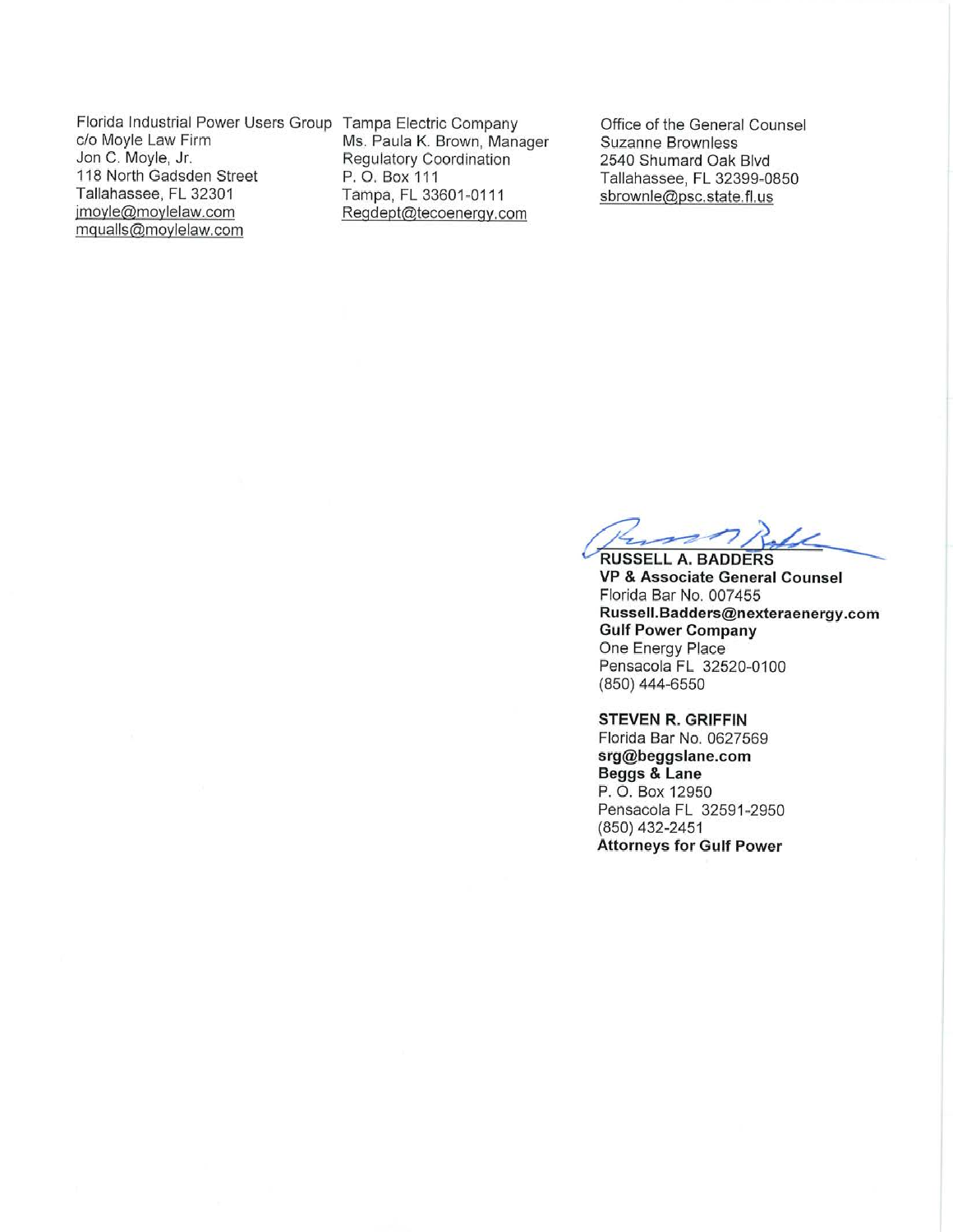Florida Industrial Power Users Group
c/o Moyle Law Firm
Jon C. Moyle, Jr.
118 North Gadsden Street
Tallahassee, FL 32301
jmoyle@moylelaw.com
mqualls@moylelaw.com

Tampa Electric Company
Ms. Paula K. Brown, Manager
Regulatory Coordination
P. O. Box 111
Tampa, FL 33601-0111
Regdept@tecoenergy.com

Office of the General Counsel
Suzanne Brownless
2540 Shumard Oak Blvd
Tallahassee, FL 32399-0850
sbrownle@psc.state.fl.us

**RUSSELL A. BADDERS**
**VP & Associate General Counsel**
Florida Bar No. 007455
**Russell.Badders@nexteraenergy.com**
**Gulf Power Company**
One Energy Place
Pensacola FL 32520-0100
(850) 444-6550

**STEVEN R. GRIFFIN**
Florida Bar No. 0627569
**srg@beggslane.com**
**Beggs & Lane**
P. O. Box 12950
Pensacola FL 32591-2950
(850) 432-2451
**Attorneys for Gulf Power**